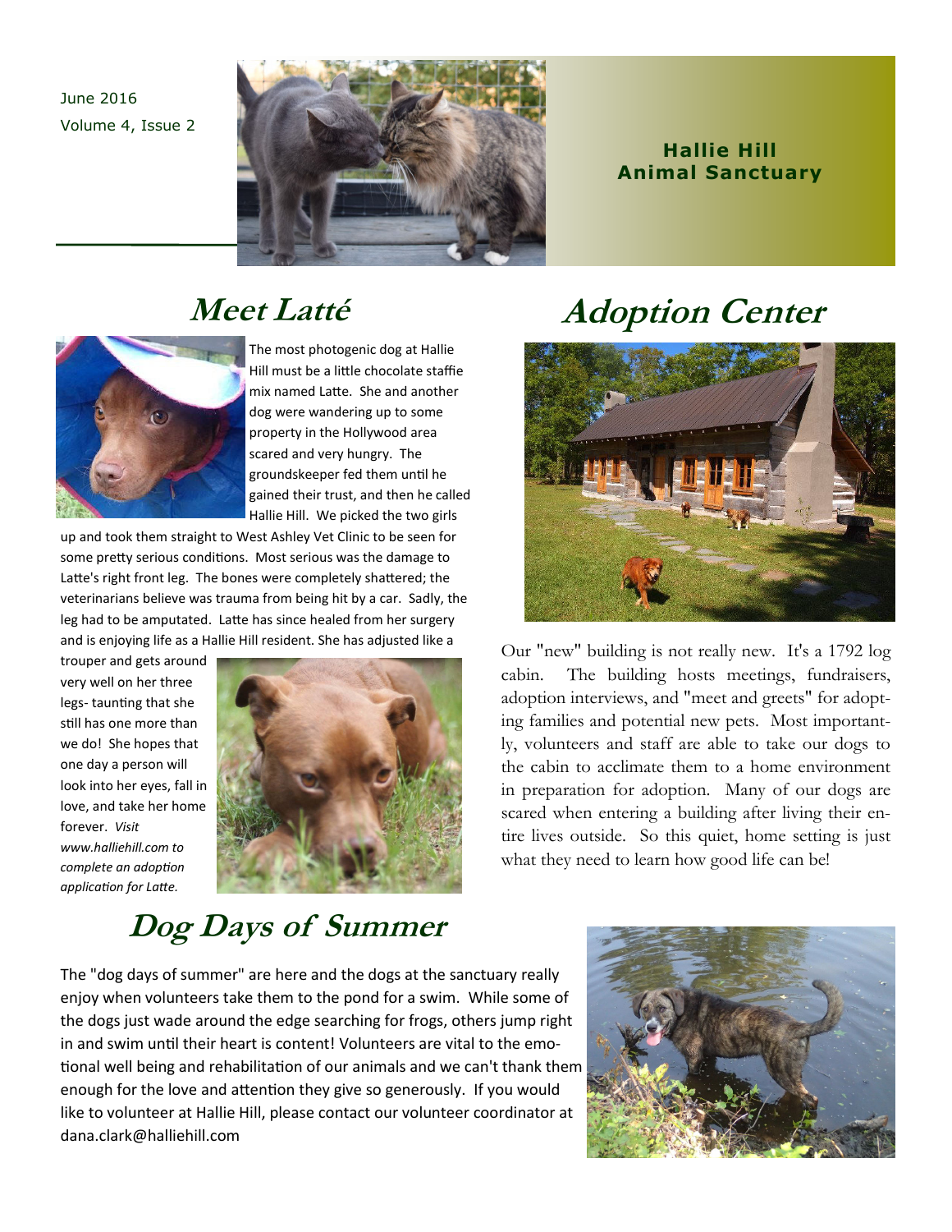June 2016
Volume 4, Issue 2

# Hallie Hill Animal Sanctuary

## Meet Latté

The most photogenic dog at Hallie Hill must be a little chocolate staffie mix named Latte. She and another dog were wandering up to some property in the Hollywood area scared and very hungry. The groundskeeper fed them until he gained their trust, and then he called Hallie Hill. We picked the two girls up and took them straight to West Ashley Vet Clinic to be seen for some pretty serious conditions. Most serious was the damage to Latte's right front leg. The bones were completely shattered; the veterinarians believe was trauma from being hit by a car. Sadly, the leg had to be amputated. Latte has since healed from her surgery and is enjoying life as a Hallie Hill resident. She has adjusted like a trouper and gets around very well on her three legs- taunting that she still has one more than we do! She hopes that one day a person will look into her eyes, fall in love, and take her home forever. *Visit www.halliehill.com to complete an adoption application for Latte.*

## Adoption Center

Our "new" building is not really new. It's a 1792 log cabin. The building hosts meetings, fundraisers, adoption interviews, and "meet and greets" for adopting families and potential new pets. Most importantly, volunteers and staff are able to take our dogs to the cabin to acclimate them to a home environment in preparation for adoption. Many of our dogs are scared when entering a building after living their entire lives outside. So this quiet, home setting is just what they need to learn how good life can be!

## Dog Days of Summer

The "dog days of summer" are here and the dogs at the sanctuary really enjoy when volunteers take them to the pond for a swim. While some of the dogs just wade around the edge searching for frogs, others jump right in and swim until their heart is content! Volunteers are vital to the emotional well being and rehabilitation of our animals and we can't thank them enough for the love and attention they give so generously. If you would like to volunteer at Hallie Hill, please contact our volunteer coordinator at dana.clark@halliehill.com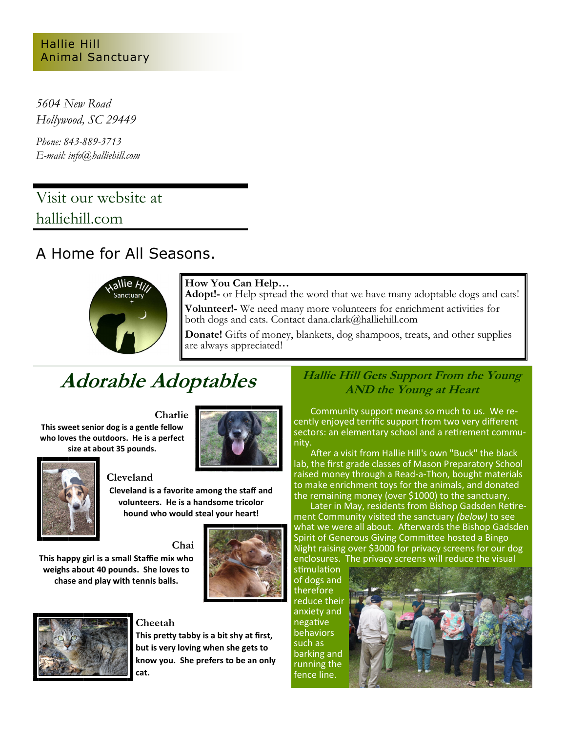Hallie Hill
Animal Sanctuary

*5604 New Road*
*Hollywood, SC 29449*

*Phone: 843-889-3713*
*E-mail: info@halliehill.com*

Visit our website at
halliehill.com

A Home for All Seasons.

**How You Can Help…**

**Adopt!-** or Help spread the word that we have many adoptable dogs and cats!

**Volunteer!-** We need many more volunteers for enrichment activities for both dogs and cats. Contact dana.clark@halliehill.com

**Donate!** Gifts of money, blankets, dog shampoos, treats, and other supplies are always appreciated!

# *Adorable Adoptables*

**Charlie**

**This sweet senior dog is a gentle fellow who loves the outdoors. He is a perfect size at about 35 pounds.**

**Cleveland**

**Cleveland is a favorite among the staff and volunteers. He is a handsome tricolor hound who would steal your heart!**

**Chai**

**This happy girl is a small Staffie mix who weighs about 40 pounds. She loves to chase and play with tennis balls.**

**Cheetah**

**This pretty tabby is a bit shy at first, but is very loving when she gets to know you. She prefers to be an only cat.**

## *Hallie Hill Gets Support From the Young AND the Young at Heart*

Community support means so much to us. We recently enjoyed terrific support from two very different sectors: an elementary school and a retirement community.

After a visit from Hallie Hill's own "Buck" the black lab, the first grade classes of Mason Preparatory School raised money through a Read-a-Thon, bought materials to make enrichment toys for the animals, and donated the remaining money (over $1000) to the sanctuary.

Later in May, residents from Bishop Gadsden Retirement Community visited the sanctuary *(below)* to see what we were all about. Afterwards the Bishop Gadsden Spirit of Generous Giving Committee hosted a Bingo Night raising over $3000 for privacy screens for our dog enclosures. The privacy screens will reduce the visual stimulation of dogs and therefore reduce their anxiety and negative behaviors such as barking and running the fence line.